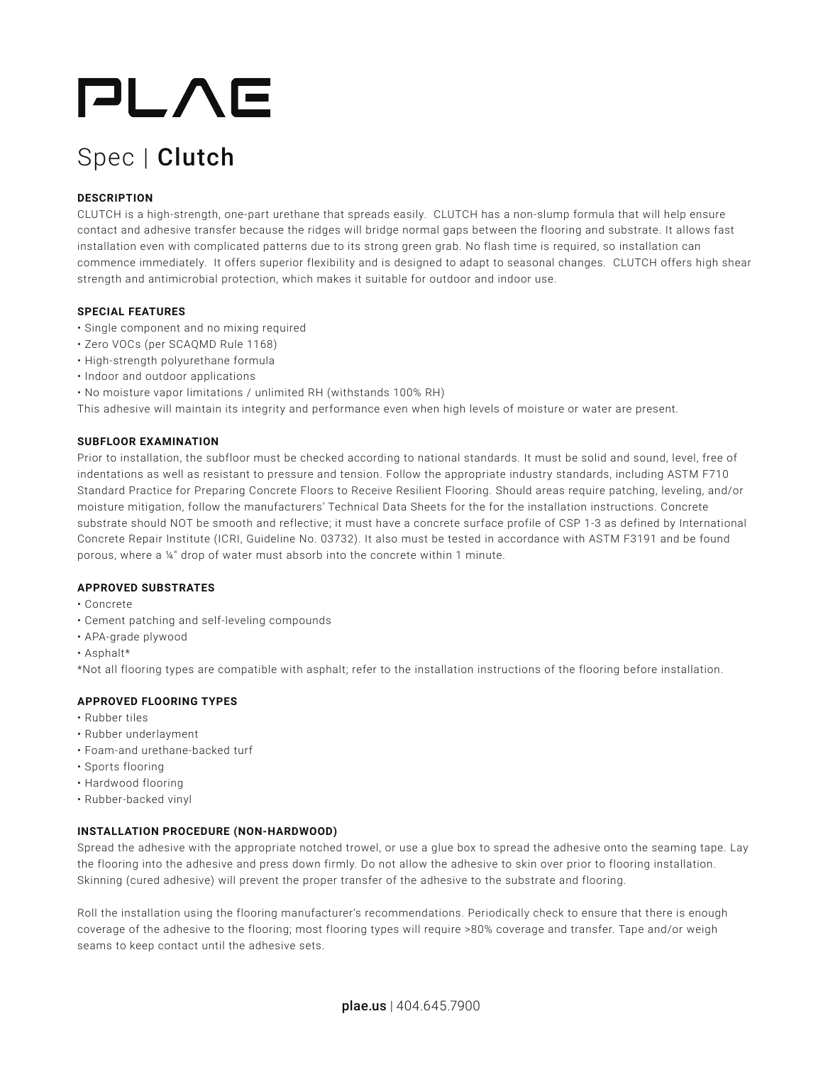# PLAE

## Spec | **Clutch**

### DESCRIPTION

CLUTCH is a high-strength, one-part urethane that spreads easily. CLUTCH has a non-slump formula that will help ensure contact and adhesive transfer because the ridges will bridge normal gaps between the flooring and substrate. It allows fast installation even with complicated patterns due to its strong green grab. No flash time is required, so installation can commence immediately. It offers superior flexibility and is designed to adapt to seasonal changes. CLUTCH offers high shear strength and antimicrobial protection, which makes it suitable for outdoor and indoor use.

### SPECIAL FEATURES

- Single component and no mixing required
- Zero VOCs (per SCAQMD Rule 1168)
- High-strength polyurethane formula
- Indoor and outdoor applications
- No moisture vapor limitations / unlimited RH (withstands 100% RH)

This adhesive will maintain its integrity and performance even when high levels of moisture or water are present.

### SUBFLOOR EXAMINATION

Prior to installation, the subfloor must be checked according to national standards. It must be solid and sound, level, free of indentations as well as resistant to pressure and tension. Follow the appropriate industry standards, including ASTM F710 Standard Practice for Preparing Concrete Floors to Receive Resilient Flooring. Should areas require patching, leveling, and/or moisture mitigation, follow the manufacturers' Technical Data Sheets for the for the installation instructions. Concrete substrate should NOT be smooth and reflective; it must have a concrete surface profile of CSP 1-3 as defined by International Concrete Repair Institute (ICRI, Guideline No. 03732). It also must be tested in accordance with ASTM F3191 and be found porous, where a ¼" drop of water must absorb into the concrete within 1 minute.

### APPROVED SUBSTRATES

- Concrete
- Cement patching and self-leveling compounds
- APA-grade plywood
- Asphalt*

*Not all flooring types are compatible with asphalt; refer to the installation instructions of the flooring before installation.

### APPROVED FLOORING TYPES

- Rubber tiles
- Rubber underlayment
- Foam-and urethane-backed turf
- Sports flooring
- Hardwood flooring
- Rubber-backed vinyl

### INSTALLATION PROCEDURE (NON-HARDWOOD)

Spread the adhesive with the appropriate notched trowel, or use a glue box to spread the adhesive onto the seaming tape. Lay the flooring into the adhesive and press down firmly. Do not allow the adhesive to skin over prior to flooring installation. Skinning (cured adhesive) will prevent the proper transfer of the adhesive to the substrate and flooring.

Roll the installation using the flooring manufacturer's recommendations. Periodically check to ensure that there is enough coverage of the adhesive to the flooring; most flooring types will require >80% coverage and transfer. Tape and/or weigh seams to keep contact until the adhesive sets.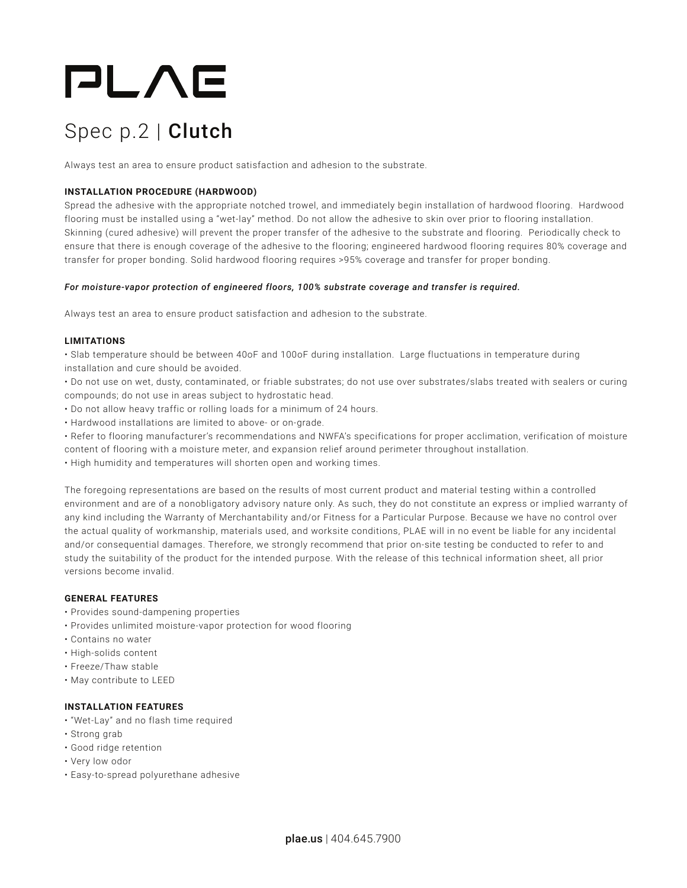# PLAE

## Spec p.2 | **Clutch**

Always test an area to ensure product satisfaction and adhesion to the substrate.

**INSTALLATION PROCEDURE (HARDWOOD)**

Spread the adhesive with the appropriate notched trowel, and immediately begin installation of hardwood flooring. Hardwood flooring must be installed using a "wet-lay" method. Do not allow the adhesive to skin over prior to flooring installation. Skinning (cured adhesive) will prevent the proper transfer of the adhesive to the substrate and flooring. Periodically check to ensure that there is enough coverage of the adhesive to the flooring; engineered hardwood flooring requires 80% coverage and transfer for proper bonding. Solid hardwood flooring requires >95% coverage and transfer for proper bonding.

***For moisture-vapor protection of engineered floors, 100% substrate coverage and transfer is required.***

Always test an area to ensure product satisfaction and adhesion to the substrate.

**LIMITATIONS**

- Slab temperature should be between 40oF and 100oF during installation. Large fluctuations in temperature during installation and cure should be avoided.
- Do not use on wet, dusty, contaminated, or friable substrates; do not use over substrates/slabs treated with sealers or curing compounds; do not use in areas subject to hydrostatic head.
- Do not allow heavy traffic or rolling loads for a minimum of 24 hours.
- Hardwood installations are limited to above- or on-grade.
- Refer to flooring manufacturer's recommendations and NWFA's specifications for proper acclimation, verification of moisture content of flooring with a moisture meter, and expansion relief around perimeter throughout installation.
- High humidity and temperatures will shorten open and working times.

The foregoing representations are based on the results of most current product and material testing within a controlled environment and are of a nonobligatory advisory nature only. As such, they do not constitute an express or implied warranty of any kind including the Warranty of Merchantability and/or Fitness for a Particular Purpose. Because we have no control over the actual quality of workmanship, materials used, and worksite conditions, PLAE will in no event be liable for any incidental and/or consequential damages. Therefore, we strongly recommend that prior on-site testing be conducted to refer to and study the suitability of the product for the intended purpose. With the release of this technical information sheet, all prior versions become invalid.

**GENERAL FEATURES**

- Provides sound-dampening properties
- Provides unlimited moisture-vapor protection for wood flooring
- Contains no water
- High-solids content
- Freeze/Thaw stable
- May contribute to LEED

**INSTALLATION FEATURES**

- "Wet-Lay" and no flash time required
- Strong grab
- Good ridge retention
- Very low odor
- Easy-to-spread polyurethane adhesive

**plae.us** | 404.645.7900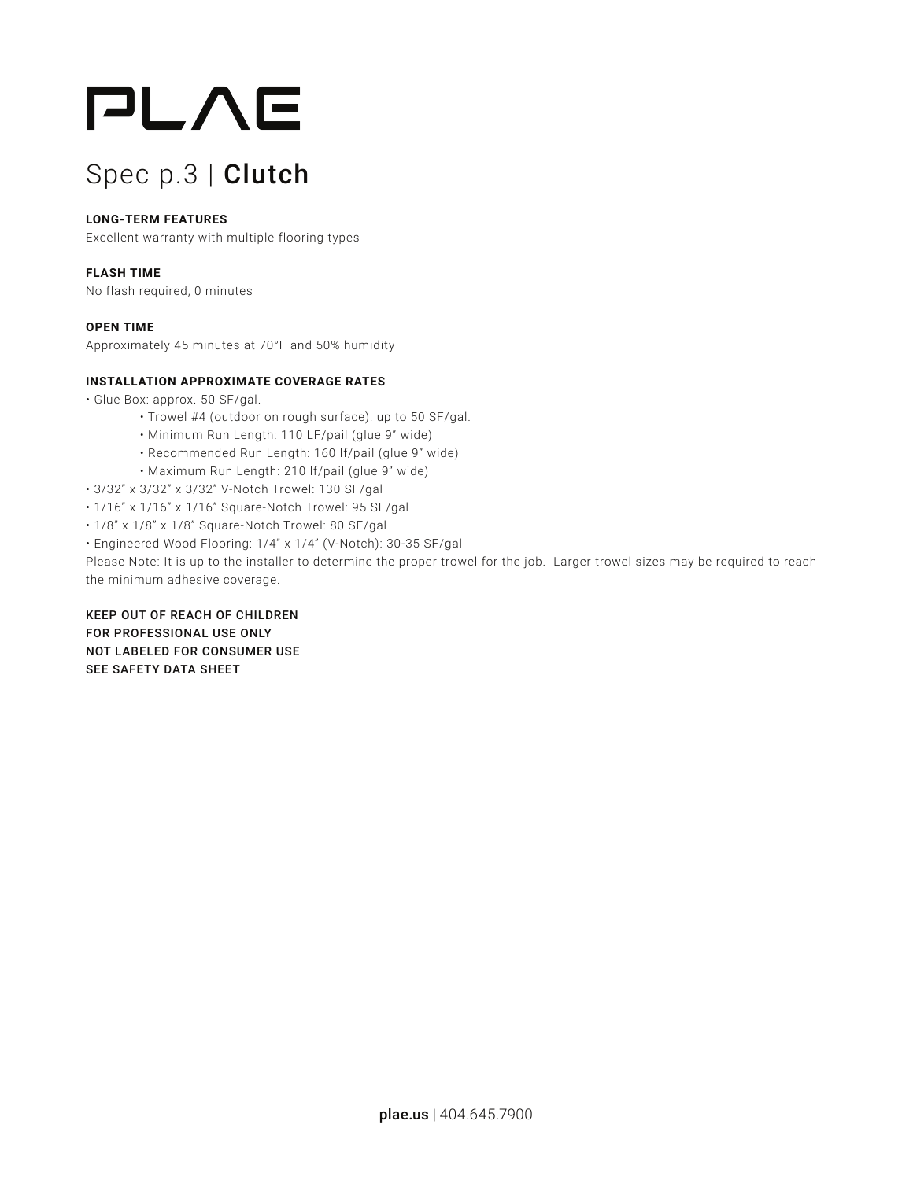# PLAE

## Spec p.3 | **Clutch**

**LONG-TERM FEATURES**
Excellent warranty with multiple flooring types

**FLASH TIME**
No flash required, 0 minutes

**OPEN TIME**
Approximately 45 minutes at 70°F and 50% humidity

**INSTALLATION APPROXIMATE COVERAGE RATES**

- Glue Box: approx. 50 SF/gal.
  - Trowel #4 (outdoor on rough surface): up to 50 SF/gal.
  - Minimum Run Length: 110 LF/pail (glue 9" wide)
  - Recommended Run Length: 160 lf/pail (glue 9" wide)
  - Maximum Run Length: 210 lf/pail (glue 9" wide)
- 3/32" x 3/32" x 3/32" V-Notch Trowel: 130 SF/gal
- 1/16" x 1/16" x 1/16" Square-Notch Trowel: 95 SF/gal
- 1/8" x 1/8" x 1/8" Square-Notch Trowel: 80 SF/gal
- Engineered Wood Flooring: 1/4" x 1/4" (V-Notch): 30-35 SF/gal

Please Note: It is up to the installer to determine the proper trowel for the job. Larger trowel sizes may be required to reach the minimum adhesive coverage.

**KEEP OUT OF REACH OF CHILDREN**
**FOR PROFESSIONAL USE ONLY**
**NOT LABELED FOR CONSUMER USE**
**SEE SAFETY DATA SHEET**

**plae.us** | 404.645.7900